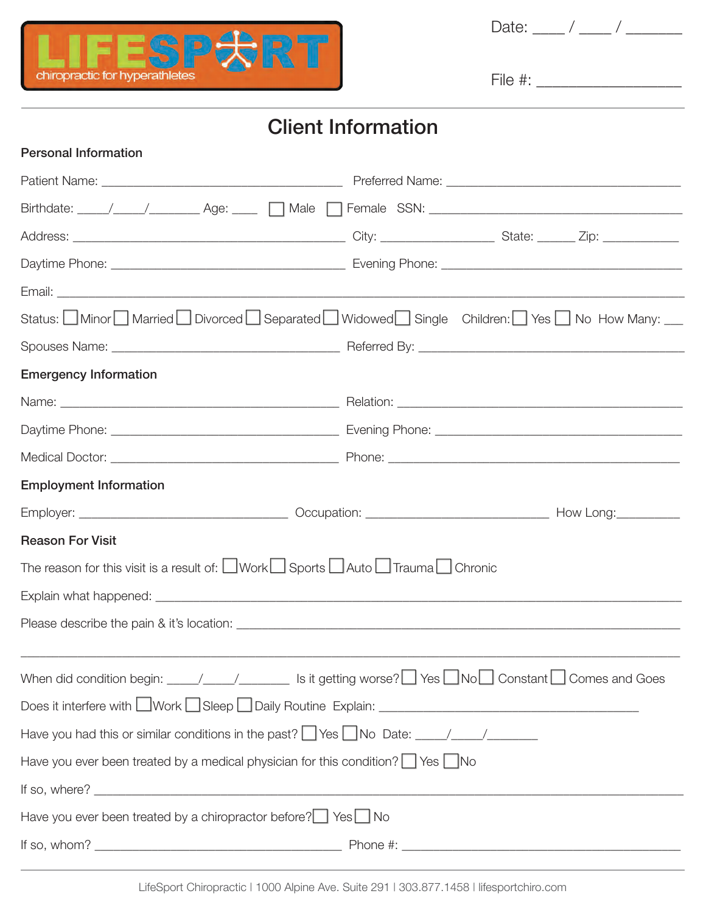LIFESPORT
chiropractic for hyperathletes

Date: ____ / ____ / _______

File #: __________________

# Client Information

## Personal Information

Patient Name: ____________________________________ Preferred Name: ____________________________________

Birthdate: _____/_____/________ Age: ____ ☐ Male ☐ Female SSN: ________________________________________

Address: ________________________________________ City: _________________ State: ______ Zip: ___________

Daytime Phone: ___________________________________ Evening Phone: ____________________________________

Email: _________________________________________________________________________________________

Status: ☐ Minor ☐ Married ☐ Divorced ☐ Separated ☐ Widowed ☐ Single Children: ☐ Yes ☐ No How Many: ___

Spouses Name: ___________________________________ Referred By: ______________________________________

## Emergency Information

Name: _________________________________________ Relation: _________________________________________

Daytime Phone: __________________________________ Evening Phone: ____________________________________

Medical Doctor: __________________________________ Phone: ___________________________________________

## Employment Information

Employer: _______________________________ Occupation: ____________________________ How Long:_________

## Reason For Visit

The reason for this visit is a result of: ☐ Work ☐ Sports ☐ Auto ☐ Trauma ☐ Chronic

Explain what happened: ____________________________________________________________________________

Please describe the pain & it's location: ______________________________________________________________

_________________________________________________________________________________________________

When did condition begin: _____/_____/________ Is it getting worse? ☐ Yes ☐ No ☐ Constant ☐ Comes and Goes

Does it interfere with ☐ Work ☐ Sleep ☐ Daily Routine Explain: ________________________________________

Have you had this or similar conditions in the past? ☐ Yes ☐ No Date: _____/_____/________

Have you ever been treated by a medical physician for this condition? ☐ Yes ☐ No

If so, where? ______________________________________________________________________________________

Have you ever been treated by a chiropractor before? ☐ Yes ☐ No

If so, whom? ______________________________________ Phone #: _____________________________________

LifeSport Chiropractic | 1000 Alpine Ave. Suite 291 | 303.877.1458 | lifesportchiro.com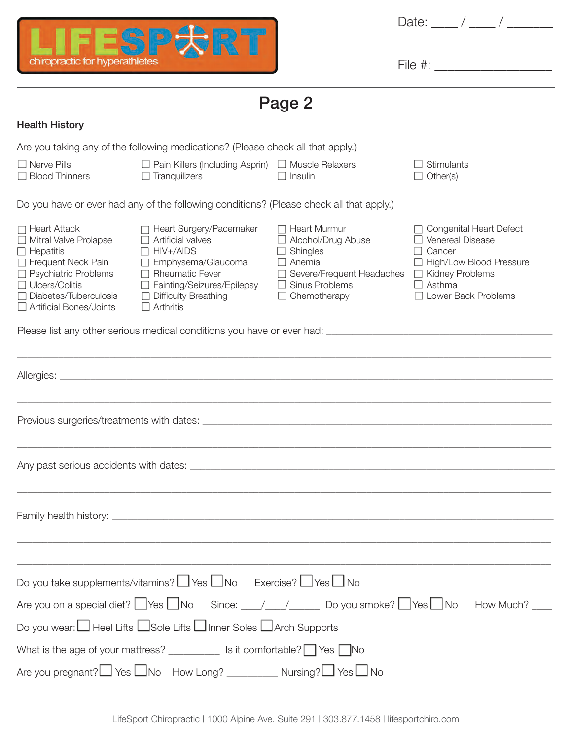LIFESPORT
chiropractic for hyperathletes

Date: ____ / ____ / _______

File #: _________________

# Page 2

**Health History**

Are you taking any of the following medications? (Please check all that apply.)

- ☐ Nerve Pills
- ☐ Pain Killers (Including Asprin)
- ☐ Muscle Relaxers
- ☐ Stimulants
- ☐ Blood Thinners
- ☐ Tranquilizers
- ☐ Insulin
- ☐ Other(s)

Do you have or ever had any of the following conditions? (Please check all that apply.)

- ☐ Heart Attack
- ☐ Mitral Valve Prolapse
- ☐ Hepatitis
- ☐ Frequent Neck Pain
- ☐ Psychiatric Problems
- ☐ Ulcers/Colitis
- ☐ Diabetes/Tuberculosis
- ☐ Artificial Bones/Joints
- ☐ Heart Surgery/Pacemaker
- ☐ Artificial valves
- ☐ HIV+/AIDS
- ☐ Emphysema/Glaucoma
- ☐ Rheumatic Fever
- ☐ Fainting/Seizures/Epilepsy
- ☐ Difficulty Breathing
- ☐ Arthritis
- ☐ Heart Murmur
- ☐ Alcohol/Drug Abuse
- ☐ Shingles
- ☐ Anemia
- ☐ Severe/Frequent Headaches
- ☐ Sinus Problems
- ☐ Chemotherapy
- ☐ Congenital Heart Defect
- ☐ Venereal Disease
- ☐ Cancer
- ☐ High/Low Blood Pressure
- ☐ Kidney Problems
- ☐ Asthma
- ☐ Lower Back Problems

Please list any other serious medical conditions you have or ever had: ________________________________________

________________________________________________________________________________

Allergies: ________________________________________________________________________

________________________________________________________________________________

Previous surgeries/treatments with dates: ____________________________________________

________________________________________________________________________________

Any past serious accidents with dates: _______________________________________________

________________________________________________________________________________

Family health history: ________________________________________________________________

________________________________________________________________________________

________________________________________________________________________________

Do you take supplements/vitamins? ☐ Yes ☐ No  Exercise? ☐ Yes ☐ No

Are you on a special diet? ☐ Yes ☐ No  Since: ____/____/______  Do you smoke? ☐ Yes ☐ No  How Much? ____

Do you wear: ☐ Heel Lifts ☐ Sole Lifts ☐ Inner Soles ☐ Arch Supports

What is the age of your mattress? _________  Is it comfortable? ☐ Yes ☐ No

Are you pregnant? ☐ Yes ☐ No  How Long? _________  Nursing? ☐ Yes ☐ No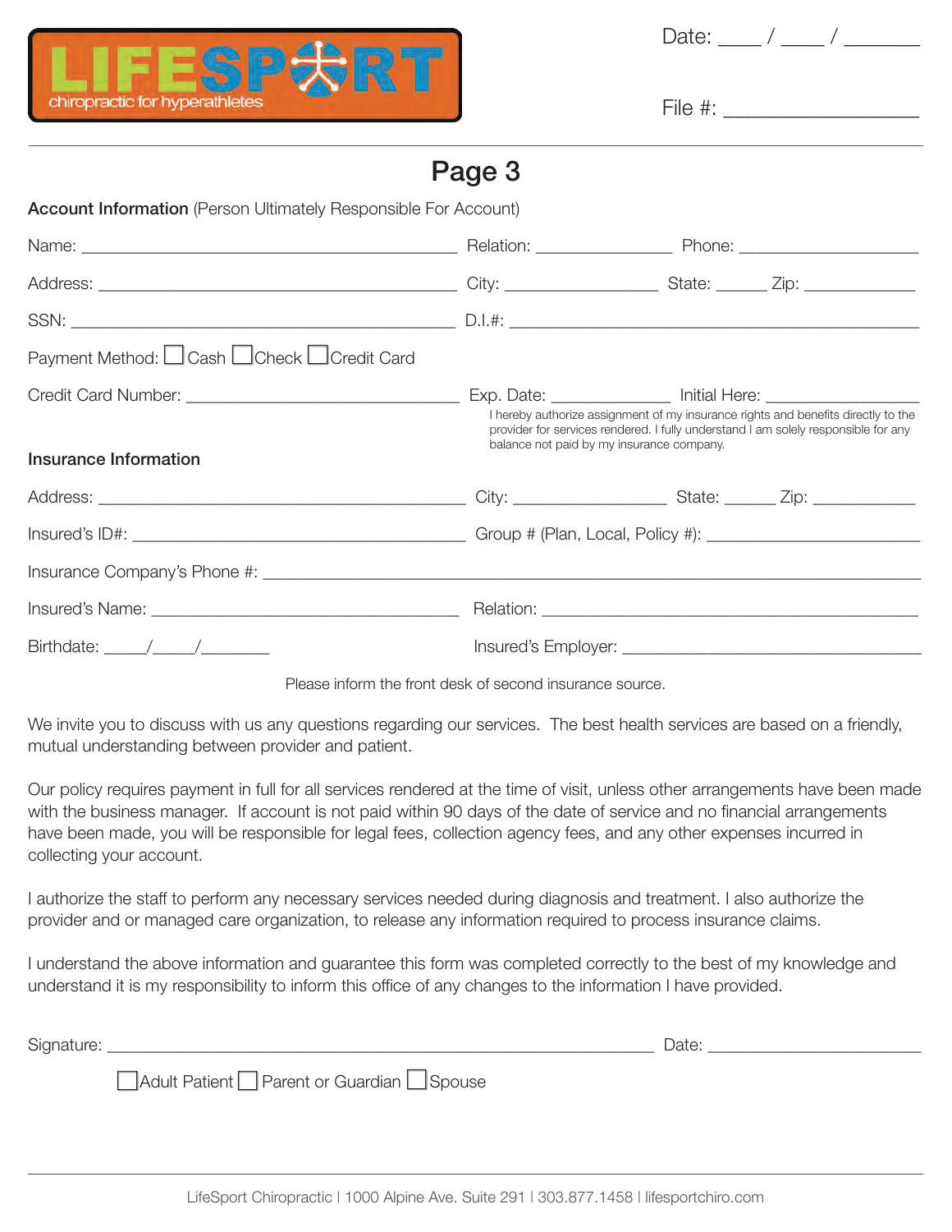LIFESPORT
chiropractic for hyperathletes

Date: ____ / ____ / _______

File #: __________________

# Page 3

**Account Information** (Person Ultimately Responsible For Account)

Name: ___________________________________________ Relation: _______________ Phone: ____________________

Address: _________________________________________ City: _________________ State: ______ Zip: _____________

SSN: ____________________________________________ D.I.#: _____________________________________________

Payment Method: ☐ Cash ☐ Check ☐ Credit Card

Credit Card Number: _______________________________ Exp. Date: ______________ Initial Here: _________________

I hereby authorize assignment of my insurance rights and benefits directly to the provider for services rendered. I fully understand I am solely responsible for any balance not paid by my insurance company.

**Insurance Information**

Address: ___________________________________________ City: _________________ State: ______ Zip: ____________

Insured's ID#: ______________________________________ Group # (Plan, Local, Policy #): ________________________

Insurance Company's Phone #: ______________________________________________________________________________

Insured's Name: ____________________________________ Relation: ___________________________________________

Birthdate: _____/_____/________ Insured's Employer: __________________________________

Please inform the front desk of second insurance source.

We invite you to discuss with us any questions regarding our services. The best health services are based on a friendly, mutual understanding between provider and patient.

Our policy requires payment in full for all services rendered at the time of visit, unless other arrangements have been made with the business manager. If account is not paid within 90 days of the date of service and no financial arrangements have been made, you will be responsible for legal fees, collection agency fees, and any other expenses incurred in collecting your account.

I authorize the staff to perform any necessary services needed during diagnosis and treatment. I also authorize the provider and or managed care organization, to release any information required to process insurance claims.

I understand the above information and guarantee this form was completed correctly to the best of my knowledge and understand it is my responsibility to inform this office of any changes to the information I have provided.

Signature: _________________________________________________________________ Date: _______________________

☐ Adult Patient ☐ Parent or Guardian ☐ Spouse

LifeSport Chiropractic | 1000 Alpine Ave. Suite 291 | 303.877.1458 | lifesportchiro.com